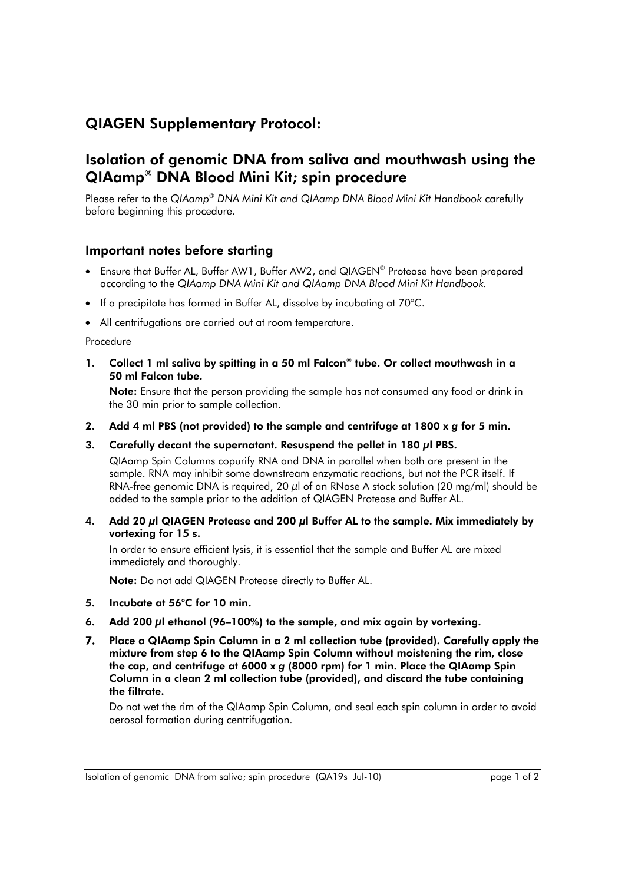## QIAGEN Supplementary Protocol:

## Isolation of genomic DNA from saliva and mouthwash using the QIAamp® DNA Blood Mini Kit; spin procedure

Please refer to the *QIAamp® DNA Mini Kit and QIAamp DNA Blood Mini Kit Handbook* carefully before beginning this procedure.

### Important notes before starting

- Ensure that Buffer AL, Buffer AW1, Buffer AW2, and QIAGEN® Protease have been prepared according to the *QIAamp DNA Mini Kit and QIAamp DNA Blood Mini Kit Handbook.*
- If a precipitate has formed in Buffer AL, dissolve by incubating at 70°C.
- All centrifugations are carried out at room temperature.

Procedure

1. **Collect 1 ml saliva by spitting in a 50 ml Falcon® tube. Or collect mouthwash in a 50 ml Falcon tube.**

   **Note:** Ensure that the person providing the sample has not consumed any food or drink in the 30 min prior to sample collection.

2. **Add 4 ml PBS (not provided) to the sample and centrifuge at 1800 x *g* for 5 min.**

3. **Carefully decant the supernatant. Resuspend the pellet in 180 µl PBS.**

   QIAamp Spin Columns copurify RNA and DNA in parallel when both are present in the sample. RNA may inhibit some downstream enzymatic reactions, but not the PCR itself. If RNA-free genomic DNA is required, 20 µl of an RNase A stock solution (20 mg/ml) should be added to the sample prior to the addition of QIAGEN Protease and Buffer AL.

4. **Add 20 µl QIAGEN Protease and 200 µl Buffer AL to the sample. Mix immediately by vortexing for 15 s.**

   In order to ensure efficient lysis, it is essential that the sample and Buffer AL are mixed immediately and thoroughly.

   **Note:** Do not add QIAGEN Protease directly to Buffer AL.

5. **Incubate at 56°C for 10 min.**

6. **Add 200 µl ethanol (96–100%) to the sample, and mix again by vortexing.**

7. **Place a QIAamp Spin Column in a 2 ml collection tube (provided). Carefully apply the mixture from step 6 to the QIAamp Spin Column without moistening the rim, close the cap, and centrifuge at 6000 x *g* (8000 rpm) for 1 min. Place the QIAamp Spin Column in a clean 2 ml collection tube (provided), and discard the tube containing the filtrate.**

   Do not wet the rim of the QIAamp Spin Column, and seal each spin column in order to avoid aerosol formation during centrifugation.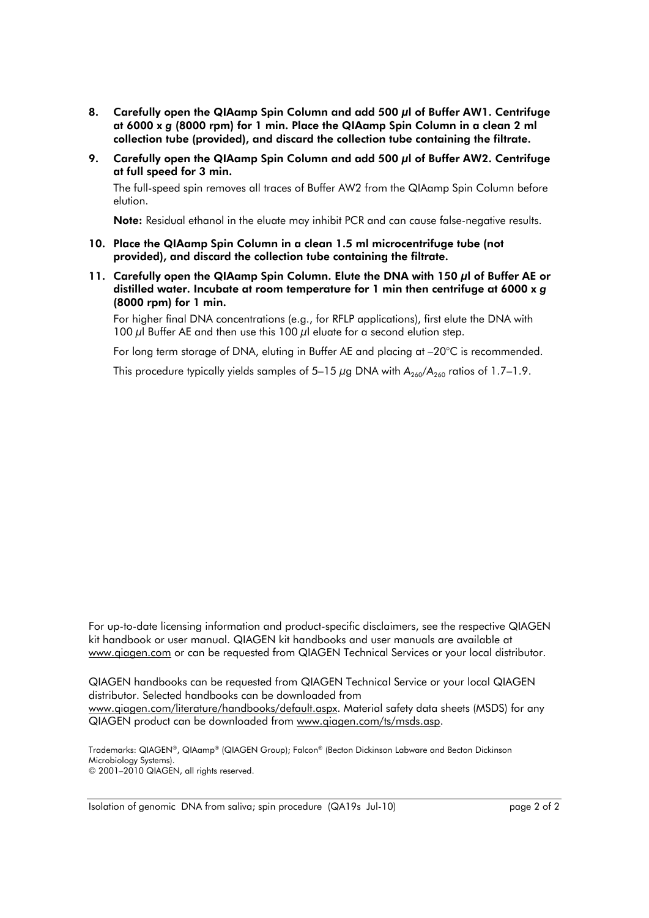8. **Carefully open the QIAamp Spin Column and add 500 μl of Buffer AW1. Centrifuge at 6000 x *g* (8000 rpm) for 1 min. Place the QIAamp Spin Column in a clean 2 ml collection tube (provided), and discard the collection tube containing the filtrate.**

9. **Carefully open the QIAamp Spin Column and add 500 μl of Buffer AW2. Centrifuge at full speed for 3 min.**

   The full-speed spin removes all traces of Buffer AW2 from the QIAamp Spin Column before elution.

   **Note:** Residual ethanol in the eluate may inhibit PCR and can cause false-negative results.

10. **Place the QIAamp Spin Column in a clean 1.5 ml microcentrifuge tube (not provided), and discard the collection tube containing the filtrate.**

11. **Carefully open the QIAamp Spin Column. Elute the DNA with 150 μl of Buffer AE or distilled water. Incubate at room temperature for 1 min then centrifuge at 6000 x *g* (8000 rpm) for 1 min.**

    For higher final DNA concentrations (e.g., for RFLP applications), first elute the DNA with 100 μl Buffer AE and then use this 100 μl eluate for a second elution step.

    For long term storage of DNA, eluting in Buffer AE and placing at –20°C is recommended.

    This procedure typically yields samples of 5–15 μg DNA with $A_{260}/A_{260}$ ratios of 1.7–1.9.

For up-to-date licensing information and product-specific disclaimers, see the respective QIAGEN kit handbook or user manual. QIAGEN kit handbooks and user manuals are available at www.qiagen.com or can be requested from QIAGEN Technical Services or your local distributor.

QIAGEN handbooks can be requested from QIAGEN Technical Service or your local QIAGEN distributor. Selected handbooks can be downloaded from www.qiagen.com/literature/handbooks/default.aspx. Material safety data sheets (MSDS) for any QIAGEN product can be downloaded from www.qiagen.com/ts/msds.asp.

Trademarks: QIAGEN®, QIAamp® (QIAGEN Group); Falcon® (Becton Dickinson Labware and Becton Dickinson Microbiology Systems).
© 2001–2010 QIAGEN, all rights reserved.